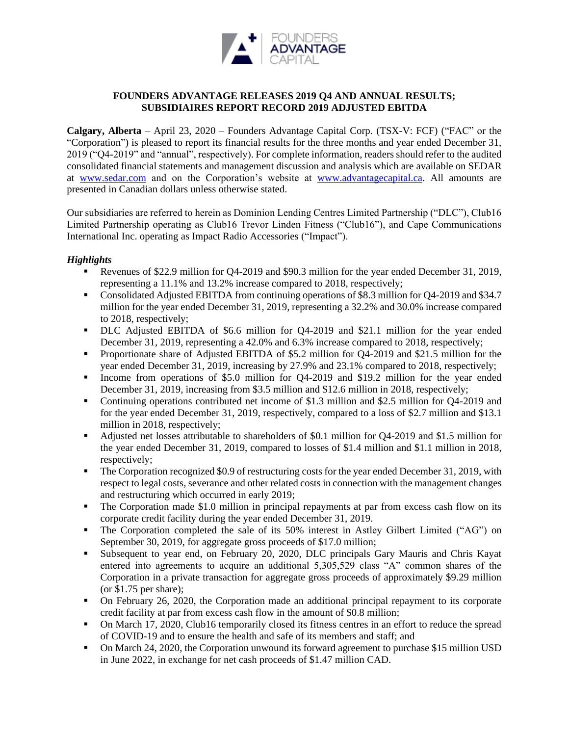# FOUNDERS ADVANTAGE RELEASES 2019 Q4 AND ANNUAL RESULTS; SUBSIDIAIRES REPORT RECORD 2019 ADJUSTED EBITDA

**Calgary, Alberta** – April 23, 2020 – Founders Advantage Capital Corp. (TSX-V: FCF) ("FAC" or the "Corporation") is pleased to report its financial results for the three months and year ended December 31, 2019 ("Q4-2019" and "annual", respectively). For complete information, readers should refer to the audited consolidated financial statements and management discussion and analysis which are available on SEDAR at www.sedar.com and on the Corporation's website at www.advantagecapital.ca. All amounts are presented in Canadian dollars unless otherwise stated.

Our subsidiaries are referred to herein as Dominion Lending Centres Limited Partnership ("DLC"), Club16 Limited Partnership operating as Club16 Trevor Linden Fitness ("Club16"), and Cape Communications International Inc. operating as Impact Radio Accessories ("Impact").

***Highlights***

- Revenues of $22.9 million for Q4-2019 and $90.3 million for the year ended December 31, 2019, representing a 11.1% and 13.2% increase compared to 2018, respectively;
- Consolidated Adjusted EBITDA from continuing operations of $8.3 million for Q4-2019 and $34.7 million for the year ended December 31, 2019, representing a 32.2% and 30.0% increase compared to 2018, respectively;
- DLC Adjusted EBITDA of $6.6 million for Q4-2019 and $21.1 million for the year ended December 31, 2019, representing a 42.0% and 6.3% increase compared to 2018, respectively;
- Proportionate share of Adjusted EBITDA of $5.2 million for Q4-2019 and $21.5 million for the year ended December 31, 2019, increasing by 27.9% and 23.1% compared to 2018, respectively;
- Income from operations of $5.0 million for Q4-2019 and $19.2 million for the year ended December 31, 2019, increasing from $3.5 million and $12.6 million in 2018, respectively;
- Continuing operations contributed net income of $1.3 million and $2.5 million for Q4-2019 and for the year ended December 31, 2019, respectively, compared to a loss of $2.7 million and $13.1 million in 2018, respectively;
- Adjusted net losses attributable to shareholders of $0.1 million for Q4-2019 and $1.5 million for the year ended December 31, 2019, compared to losses of $1.4 million and $1.1 million in 2018, respectively;
- The Corporation recognized $0.9 of restructuring costs for the year ended December 31, 2019, with respect to legal costs, severance and other related costs in connection with the management changes and restructuring which occurred in early 2019;
- The Corporation made $1.0 million in principal repayments at par from excess cash flow on its corporate credit facility during the year ended December 31, 2019.
- The Corporation completed the sale of its 50% interest in Astley Gilbert Limited ("AG") on September 30, 2019, for aggregate gross proceeds of $17.0 million;
- Subsequent to year end, on February 20, 2020, DLC principals Gary Mauris and Chris Kayat entered into agreements to acquire an additional 5,305,529 class "A" common shares of the Corporation in a private transaction for aggregate gross proceeds of approximately $9.29 million (or $1.75 per share);
- On February 26, 2020, the Corporation made an additional principal repayment to its corporate credit facility at par from excess cash flow in the amount of $0.8 million;
- On March 17, 2020, Club16 temporarily closed its fitness centres in an effort to reduce the spread of COVID-19 and to ensure the health and safe of its members and staff; and
- On March 24, 2020, the Corporation unwound its forward agreement to purchase $15 million USD in June 2022, in exchange for net cash proceeds of $1.47 million CAD.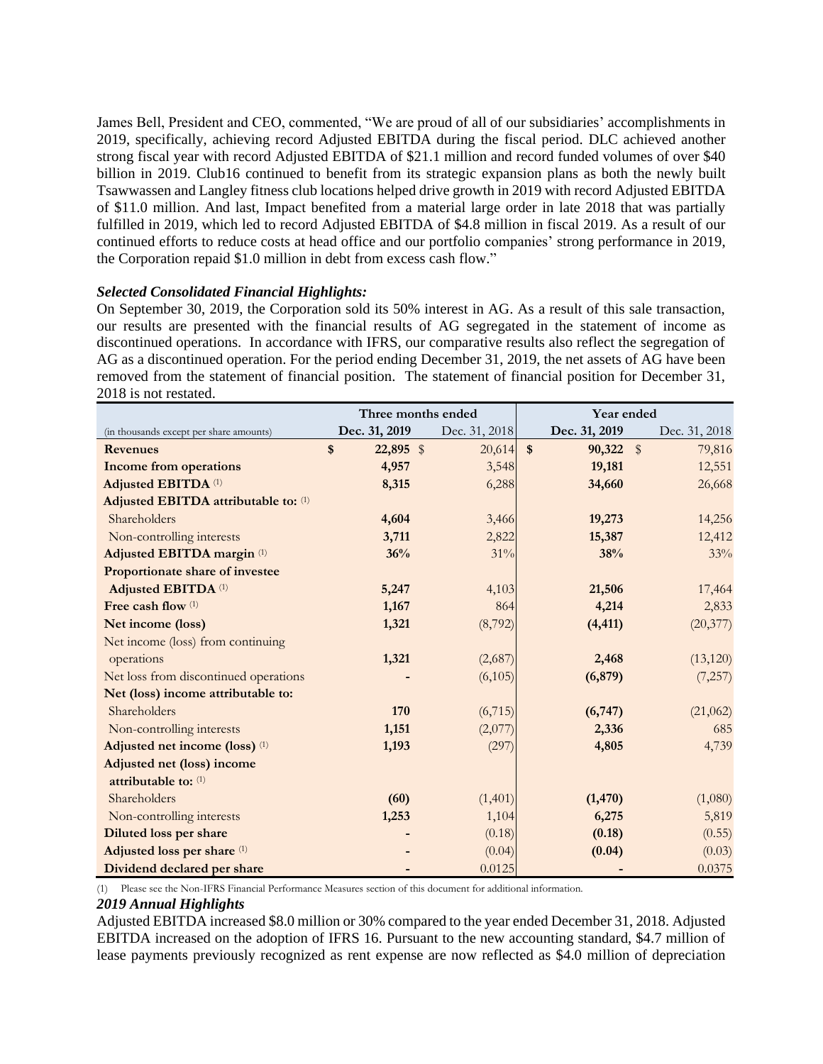James Bell, President and CEO, commented, "We are proud of all of our subsidiaries' accomplishments in 2019, specifically, achieving record Adjusted EBITDA during the fiscal period. DLC achieved another strong fiscal year with record Adjusted EBITDA of $21.1 million and record funded volumes of over $40 billion in 2019. Club16 continued to benefit from its strategic expansion plans as both the newly built Tsawwassen and Langley fitness club locations helped drive growth in 2019 with record Adjusted EBITDA of $11.0 million. And last, Impact benefited from a material large order in late 2018 that was partially fulfilled in 2019, which led to record Adjusted EBITDA of $4.8 million in fiscal 2019. As a result of our continued efforts to reduce costs at head office and our portfolio companies' strong performance in 2019, the Corporation repaid $1.0 million in debt from excess cash flow."

***Selected Consolidated Financial Highlights:***

On September 30, 2019, the Corporation sold its 50% interest in AG. As a result of this sale transaction, our results are presented with the financial results of AG segregated in the statement of income as discontinued operations. In accordance with IFRS, our comparative results also reflect the segregation of AG as a discontinued operation. For the period ending December 31, 2019, the net assets of AG have been removed from the statement of financial position. The statement of financial position for December 31, 2018 is not restated.

| | Three months ended | | Year ended | |
|---|---|---|---|---|
| (in thousands except per share amounts) | **Dec. 31, 2019** | Dec. 31, 2018 | **Dec. 31, 2019** | Dec. 31, 2018 |
| **Revenues** | **$ 22,895** | $ 20,614 | **$ 90,322** | $ 79,816 |
| **Income from operations** | **4,957** | 3,548 | **19,181** | 12,551 |
| **Adjusted EBITDA** (1) | **8,315** | 6,288 | **34,660** | 26,668 |
| **Adjusted EBITDA attributable to:** (1) | | | | |
| Shareholders | **4,604** | 3,466 | **19,273** | 14,256 |
| Non-controlling interests | **3,711** | 2,822 | **15,387** | 12,412 |
| **Adjusted EBITDA margin** (1) | **36%** | 31% | **38%** | 33% |
| **Proportionate share of investee Adjusted EBITDA** (1) | **5,247** | 4,103 | **21,506** | 17,464 |
| **Free cash flow** (1) | **1,167** | 864 | **4,214** | 2,833 |
| **Net income (loss)** | **1,321** | (8,792) | **(4,411)** | (20,377) |
| Net income (loss) from continuing operations | **1,321** | (2,687) | **2,468** | (13,120) |
| Net loss from discontinued operations | **-** | (6,105) | **(6,879)** | (7,257) |
| **Net (loss) income attributable to:** | | | | |
| Shareholders | **170** | (6,715) | **(6,747)** | (21,062) |
| Non-controlling interests | **1,151** | (2,077) | **2,336** | 685 |
| **Adjusted net income (loss)** (1) | **1,193** | (297) | **4,805** | 4,739 |
| **Adjusted net (loss) income attributable to:** (1) | | | | |
| Shareholders | **(60)** | (1,401) | **(1,470)** | (1,080) |
| Non-controlling interests | **1,253** | 1,104 | **6,275** | 5,819 |
| **Diluted loss per share** | **-** | (0.18) | **(0.18)** | (0.55) |
| **Adjusted loss per share** (1) | **-** | (0.04) | **(0.04)** | (0.03) |
| **Dividend declared per share** | **-** | 0.0125 | **-** | 0.0375 |

(1) Please see the Non-IFRS Financial Performance Measures section of this document for additional information.

***2019 Annual Highlights***

Adjusted EBITDA increased $8.0 million or 30% compared to the year ended December 31, 2018. Adjusted EBITDA increased on the adoption of IFRS 16. Pursuant to the new accounting standard, $4.7 million of lease payments previously recognized as rent expense are now reflected as $4.0 million of depreciation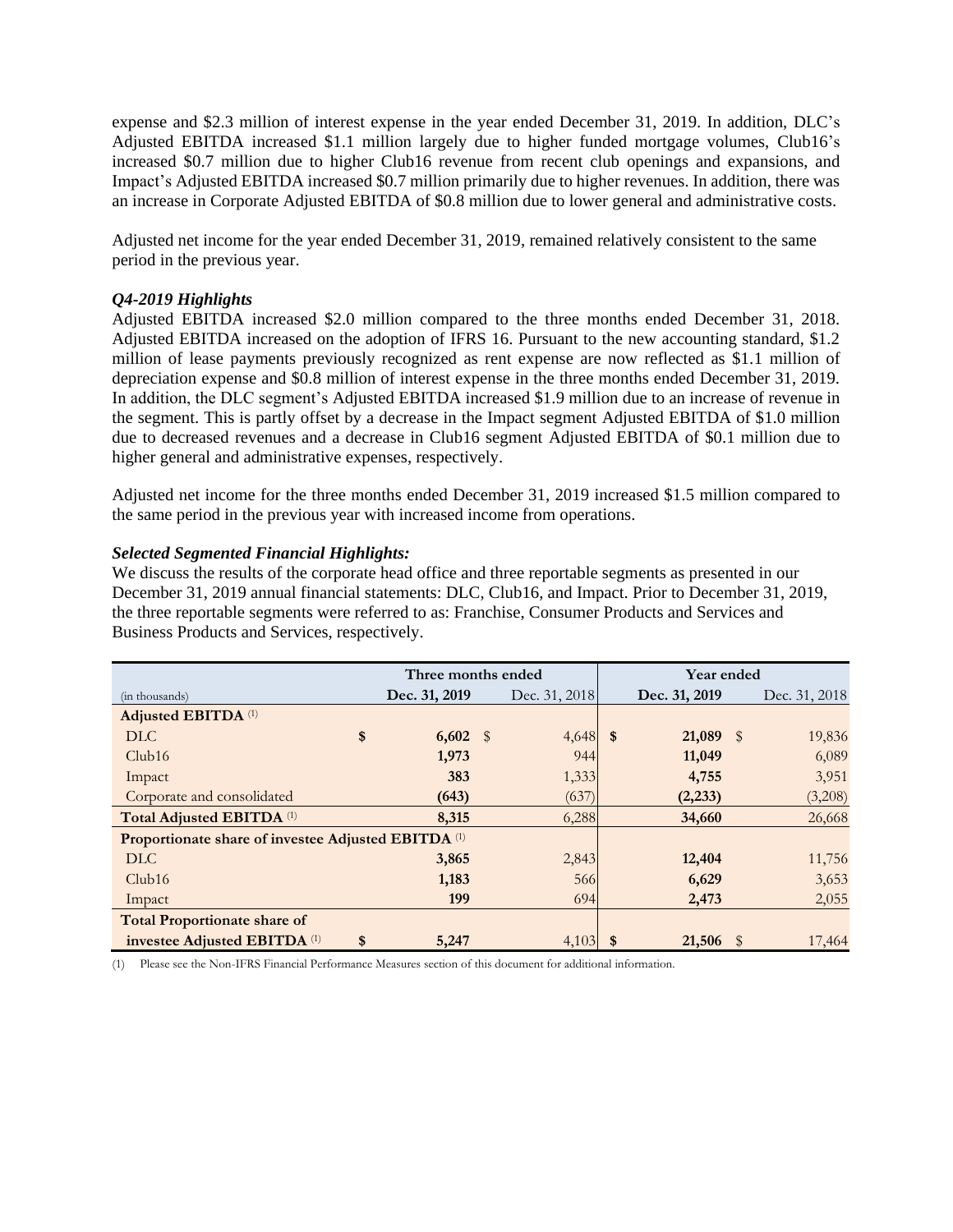expense and $2.3 million of interest expense in the year ended December 31, 2019. In addition, DLC's Adjusted EBITDA increased $1.1 million largely due to higher funded mortgage volumes, Club16's increased $0.7 million due to higher Club16 revenue from recent club openings and expansions, and Impact's Adjusted EBITDA increased $0.7 million primarily due to higher revenues. In addition, there was an increase in Corporate Adjusted EBITDA of $0.8 million due to lower general and administrative costs.

Adjusted net income for the year ended December 31, 2019, remained relatively consistent to the same period in the previous year.

***Q4-2019 Highlights***

Adjusted EBITDA increased $2.0 million compared to the three months ended December 31, 2018. Adjusted EBITDA increased on the adoption of IFRS 16. Pursuant to the new accounting standard, $1.2 million of lease payments previously recognized as rent expense are now reflected as $1.1 million of depreciation expense and $0.8 million of interest expense in the three months ended December 31, 2019. In addition, the DLC segment's Adjusted EBITDA increased $1.9 million due to an increase of revenue in the segment. This is partly offset by a decrease in the Impact segment Adjusted EBITDA of $1.0 million due to decreased revenues and a decrease in Club16 segment Adjusted EBITDA of $0.1 million due to higher general and administrative expenses, respectively.

Adjusted net income for the three months ended December 31, 2019 increased $1.5 million compared to the same period in the previous year with increased income from operations.

***Selected Segmented Financial Highlights:***

We discuss the results of the corporate head office and three reportable segments as presented in our December 31, 2019 annual financial statements: DLC, Club16, and Impact. Prior to December 31, 2019, the three reportable segments were referred to as: Franchise, Consumer Products and Services and Business Products and Services, respectively.

| | Three months ended | | Year ended | |
|---|---|---|---|---|
| (in thousands) | **Dec. 31, 2019** | Dec. 31, 2018 | **Dec. 31, 2019** | Dec. 31, 2018 |
| **Adjusted EBITDA** (1) | | | | |
| DLC | **$ 6,602** | $ 4,648 | **$ 21,089** | $ 19,836 |
| Club16 | **1,973** | 944 | **11,049** | 6,089 |
| Impact | **383** | 1,333 | **4,755** | 3,951 |
| Corporate and consolidated | **(643)** | (637) | **(2,233)** | (3,208) |
| **Total Adjusted EBITDA** (1) | **8,315** | 6,288 | **34,660** | 26,668 |
| **Proportionate share of investee Adjusted EBITDA** (1) | | | | |
| DLC | **3,865** | 2,843 | **12,404** | 11,756 |
| Club16 | **1,183** | 566 | **6,629** | 3,653 |
| Impact | **199** | 694 | **2,473** | 2,055 |
| **Total Proportionate share of investee Adjusted EBITDA** (1) | **$ 5,247** | 4,103 | **$ 21,506** | $ 17,464 |

(1) Please see the Non-IFRS Financial Performance Measures section of this document for additional information.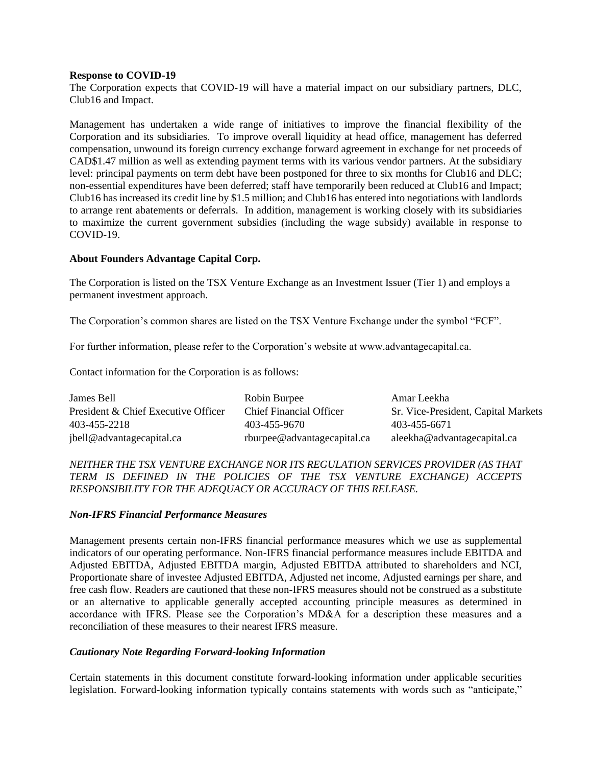**Response to COVID-19**

The Corporation expects that COVID-19 will have a material impact on our subsidiary partners, DLC, Club16 and Impact.

Management has undertaken a wide range of initiatives to improve the financial flexibility of the Corporation and its subsidiaries. To improve overall liquidity at head office, management has deferred compensation, unwound its foreign currency exchange forward agreement in exchange for net proceeds of CAD$1.47 million as well as extending payment terms with its various vendor partners. At the subsidiary level: principal payments on term debt have been postponed for three to six months for Club16 and DLC; non-essential expenditures have been deferred; staff have temporarily been reduced at Club16 and Impact; Club16 has increased its credit line by $1.5 million; and Club16 has entered into negotiations with landlords to arrange rent abatements or deferrals. In addition, management is working closely with its subsidiaries to maximize the current government subsidies (including the wage subsidy) available in response to COVID-19.

**About Founders Advantage Capital Corp.**

The Corporation is listed on the TSX Venture Exchange as an Investment Issuer (Tier 1) and employs a permanent investment approach.

The Corporation's common shares are listed on the TSX Venture Exchange under the symbol "FCF".

For further information, please refer to the Corporation's website at www.advantagecapital.ca.

Contact information for the Corporation is as follows:

| James Bell | Robin Burpee | Amar Leekha |
|---|---|---|
| President & Chief Executive Officer | Chief Financial Officer | Sr. Vice-President, Capital Markets |
| 403-455-2218 | 403-455-9670 | 403-455-6671 |
| jbell@advantagecapital.ca | rburpee@advantagecapital.ca | aleekha@advantagecapital.ca |

*NEITHER THE TSX VENTURE EXCHANGE NOR ITS REGULATION SERVICES PROVIDER (AS THAT TERM IS DEFINED IN THE POLICIES OF THE TSX VENTURE EXCHANGE) ACCEPTS RESPONSIBILITY FOR THE ADEQUACY OR ACCURACY OF THIS RELEASE.*

***Non-IFRS Financial Performance Measures***

Management presents certain non-IFRS financial performance measures which we use as supplemental indicators of our operating performance. Non-IFRS financial performance measures include EBITDA and Adjusted EBITDA, Adjusted EBITDA margin, Adjusted EBITDA attributed to shareholders and NCI, Proportionate share of investee Adjusted EBITDA, Adjusted net income, Adjusted earnings per share, and free cash flow. Readers are cautioned that these non-IFRS measures should not be construed as a substitute or an alternative to applicable generally accepted accounting principle measures as determined in accordance with IFRS. Please see the Corporation's MD&A for a description these measures and a reconciliation of these measures to their nearest IFRS measure.

***Cautionary Note Regarding Forward-looking Information***

Certain statements in this document constitute forward-looking information under applicable securities legislation. Forward-looking information typically contains statements with words such as "anticipate,"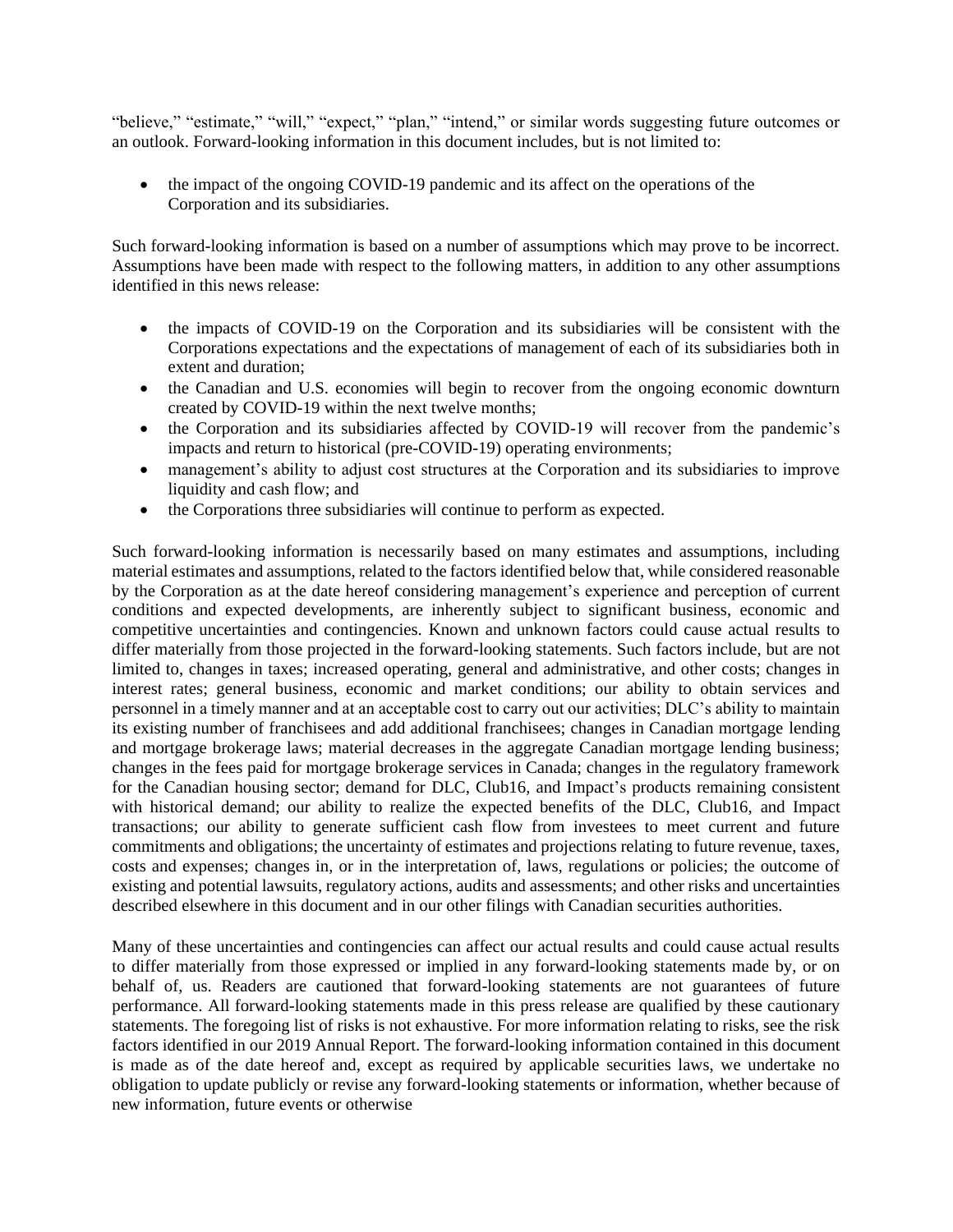"believe," "estimate," "will," "expect," "plan," "intend," or similar words suggesting future outcomes or an outlook. Forward-looking information in this document includes, but is not limited to:

- the impact of the ongoing COVID-19 pandemic and its affect on the operations of the Corporation and its subsidiaries.

Such forward-looking information is based on a number of assumptions which may prove to be incorrect. Assumptions have been made with respect to the following matters, in addition to any other assumptions identified in this news release:

- the impacts of COVID-19 on the Corporation and its subsidiaries will be consistent with the Corporations expectations and the expectations of management of each of its subsidiaries both in extent and duration;
- the Canadian and U.S. economies will begin to recover from the ongoing economic downturn created by COVID-19 within the next twelve months;
- the Corporation and its subsidiaries affected by COVID-19 will recover from the pandemic's impacts and return to historical (pre-COVID-19) operating environments;
- management's ability to adjust cost structures at the Corporation and its subsidiaries to improve liquidity and cash flow; and
- the Corporations three subsidiaries will continue to perform as expected.

Such forward-looking information is necessarily based on many estimates and assumptions, including material estimates and assumptions, related to the factors identified below that, while considered reasonable by the Corporation as at the date hereof considering management's experience and perception of current conditions and expected developments, are inherently subject to significant business, economic and competitive uncertainties and contingencies. Known and unknown factors could cause actual results to differ materially from those projected in the forward-looking statements. Such factors include, but are not limited to, changes in taxes; increased operating, general and administrative, and other costs; changes in interest rates; general business, economic and market conditions; our ability to obtain services and personnel in a timely manner and at an acceptable cost to carry out our activities; DLC's ability to maintain its existing number of franchisees and add additional franchisees; changes in Canadian mortgage lending and mortgage brokerage laws; material decreases in the aggregate Canadian mortgage lending business; changes in the fees paid for mortgage brokerage services in Canada; changes in the regulatory framework for the Canadian housing sector; demand for DLC, Club16, and Impact's products remaining consistent with historical demand; our ability to realize the expected benefits of the DLC, Club16, and Impact transactions; our ability to generate sufficient cash flow from investees to meet current and future commitments and obligations; the uncertainty of estimates and projections relating to future revenue, taxes, costs and expenses; changes in, or in the interpretation of, laws, regulations or policies; the outcome of existing and potential lawsuits, regulatory actions, audits and assessments; and other risks and uncertainties described elsewhere in this document and in our other filings with Canadian securities authorities.

Many of these uncertainties and contingencies can affect our actual results and could cause actual results to differ materially from those expressed or implied in any forward-looking statements made by, or on behalf of, us. Readers are cautioned that forward-looking statements are not guarantees of future performance. All forward-looking statements made in this press release are qualified by these cautionary statements. The foregoing list of risks is not exhaustive. For more information relating to risks, see the risk factors identified in our 2019 Annual Report. The forward-looking information contained in this document is made as of the date hereof and, except as required by applicable securities laws, we undertake no obligation to update publicly or revise any forward-looking statements or information, whether because of new information, future events or otherwise